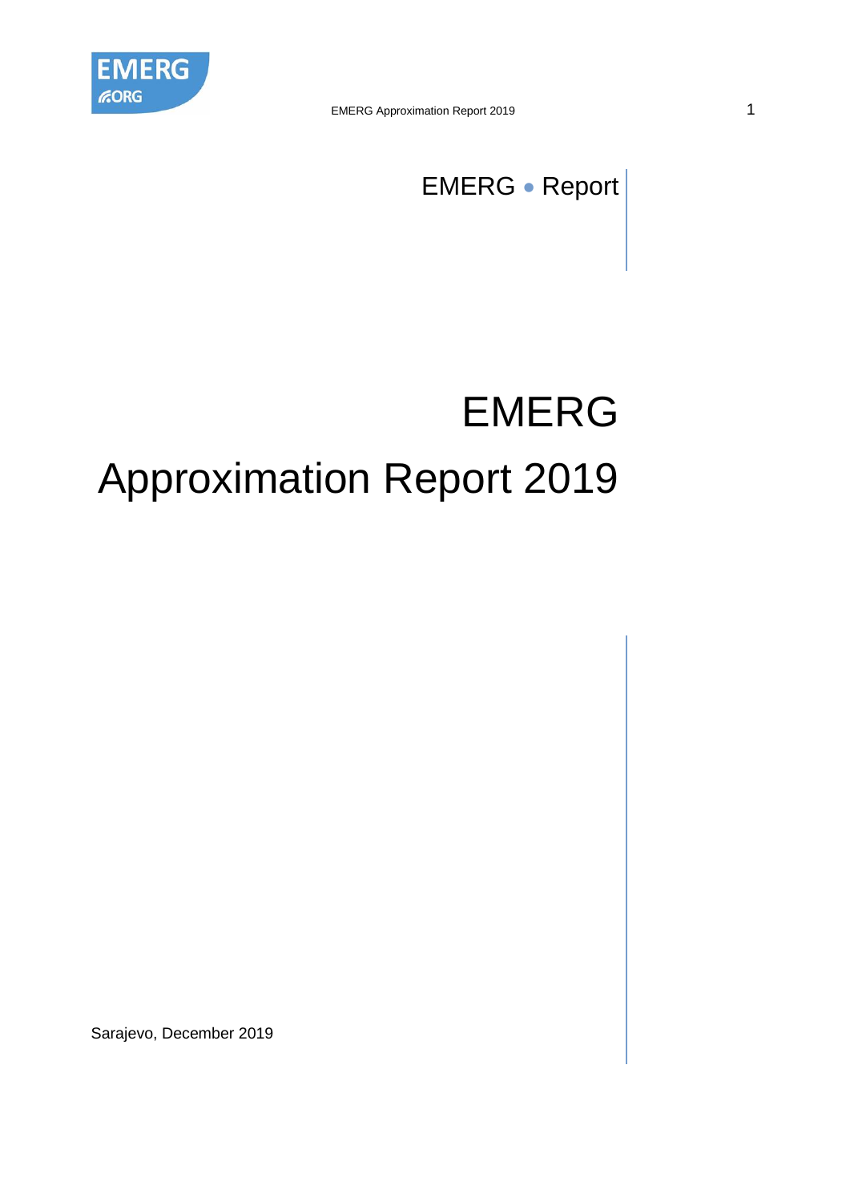EMERG • Report

# EMERG

# Approximation Report 2019

Sarajevo, December 2019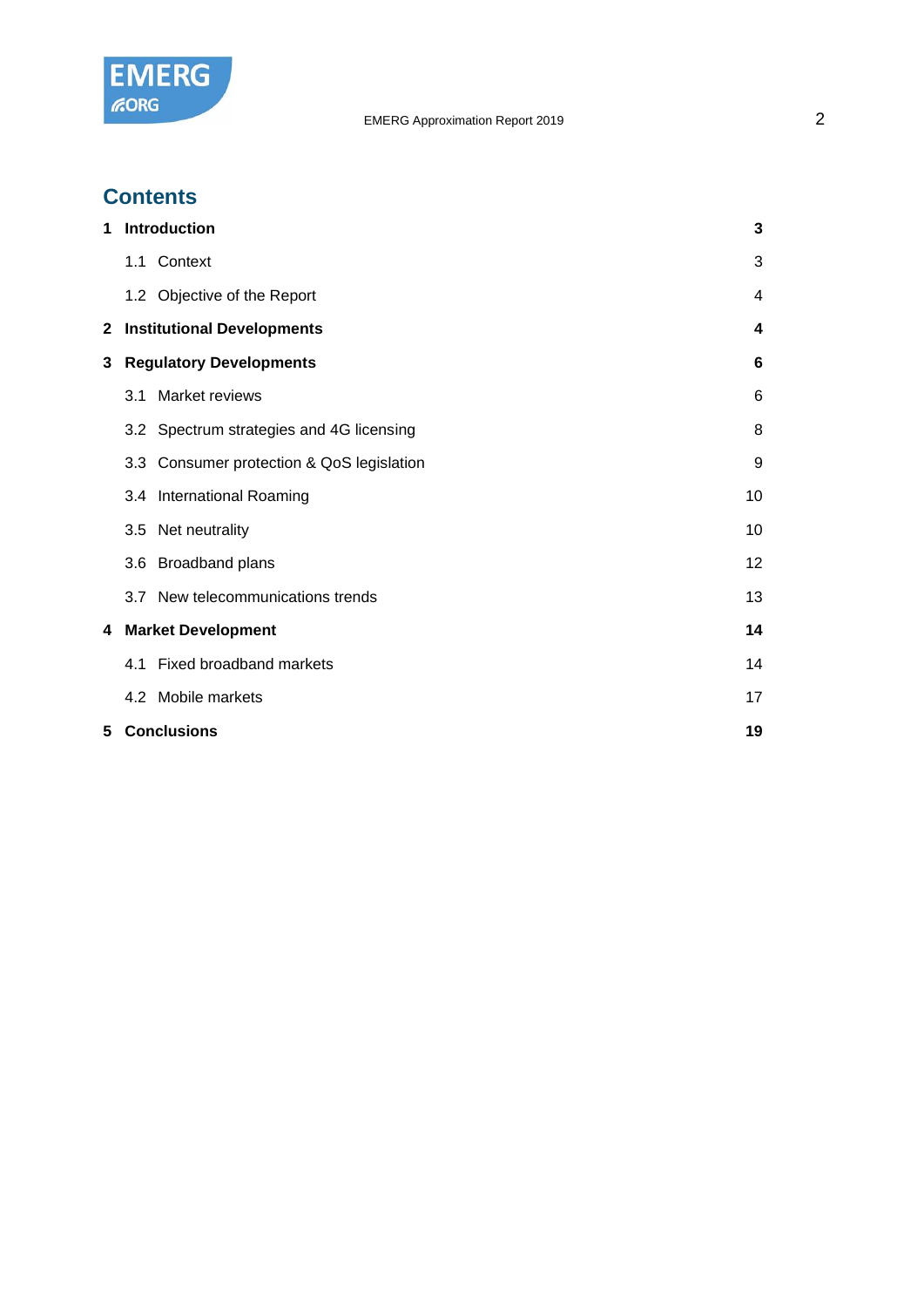## Contents

| | |
|---|---|
| **1 Introduction** | **3** |
| 1.1 Context | 3 |
| 1.2 Objective of the Report | 4 |
| **2 Institutional Developments** | **4** |
| **3 Regulatory Developments** | **6** |
| 3.1 Market reviews | 6 |
| 3.2 Spectrum strategies and 4G licensing | 8 |
| 3.3 Consumer protection & QoS legislation | 9 |
| 3.4 International Roaming | 10 |
| 3.5 Net neutrality | 10 |
| 3.6 Broadband plans | 12 |
| 3.7 New telecommunications trends | 13 |
| **4 Market Development** | **14** |
| 4.1 Fixed broadband markets | 14 |
| 4.2 Mobile markets | 17 |
| **5 Conclusions** | **19** |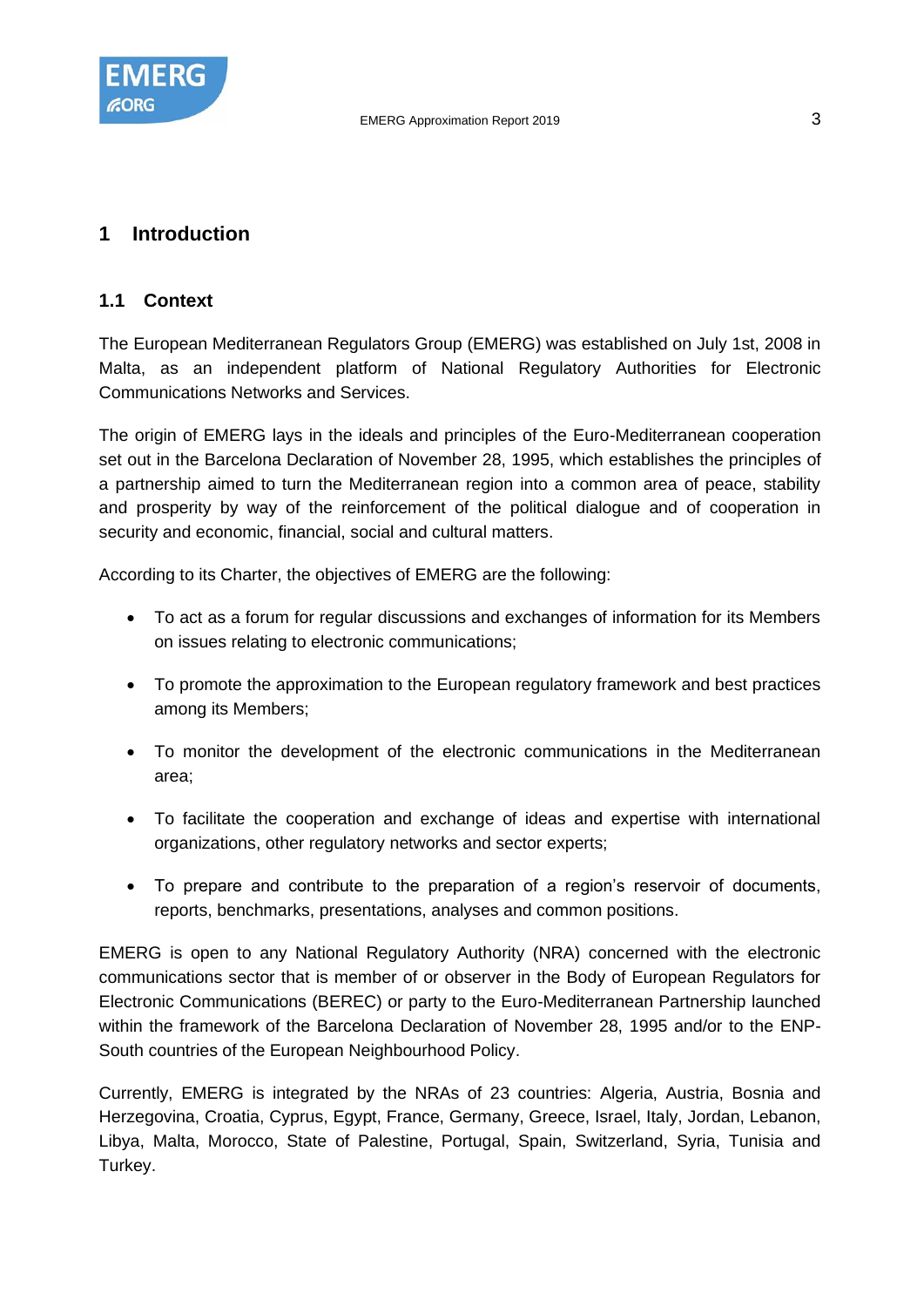# 1 Introduction

## 1.1 Context

The European Mediterranean Regulators Group (EMERG) was established on July 1st, 2008 in Malta, as an independent platform of National Regulatory Authorities for Electronic Communications Networks and Services.

The origin of EMERG lays in the ideals and principles of the Euro-Mediterranean cooperation set out in the Barcelona Declaration of November 28, 1995, which establishes the principles of a partnership aimed to turn the Mediterranean region into a common area of peace, stability and prosperity by way of the reinforcement of the political dialogue and of cooperation in security and economic, financial, social and cultural matters.

According to its Charter, the objectives of EMERG are the following:

- To act as a forum for regular discussions and exchanges of information for its Members on issues relating to electronic communications;
- To promote the approximation to the European regulatory framework and best practices among its Members;
- To monitor the development of the electronic communications in the Mediterranean area;
- To facilitate the cooperation and exchange of ideas and expertise with international organizations, other regulatory networks and sector experts;
- To prepare and contribute to the preparation of a region's reservoir of documents, reports, benchmarks, presentations, analyses and common positions.

EMERG is open to any National Regulatory Authority (NRA) concerned with the electronic communications sector that is member of or observer in the Body of European Regulators for Electronic Communications (BEREC) or party to the Euro-Mediterranean Partnership launched within the framework of the Barcelona Declaration of November 28, 1995 and/or to the ENP-South countries of the European Neighbourhood Policy.

Currently, EMERG is integrated by the NRAs of 23 countries: Algeria, Austria, Bosnia and Herzegovina, Croatia, Cyprus, Egypt, France, Germany, Greece, Israel, Italy, Jordan, Lebanon, Libya, Malta, Morocco, State of Palestine, Portugal, Spain, Switzerland, Syria, Tunisia and Turkey.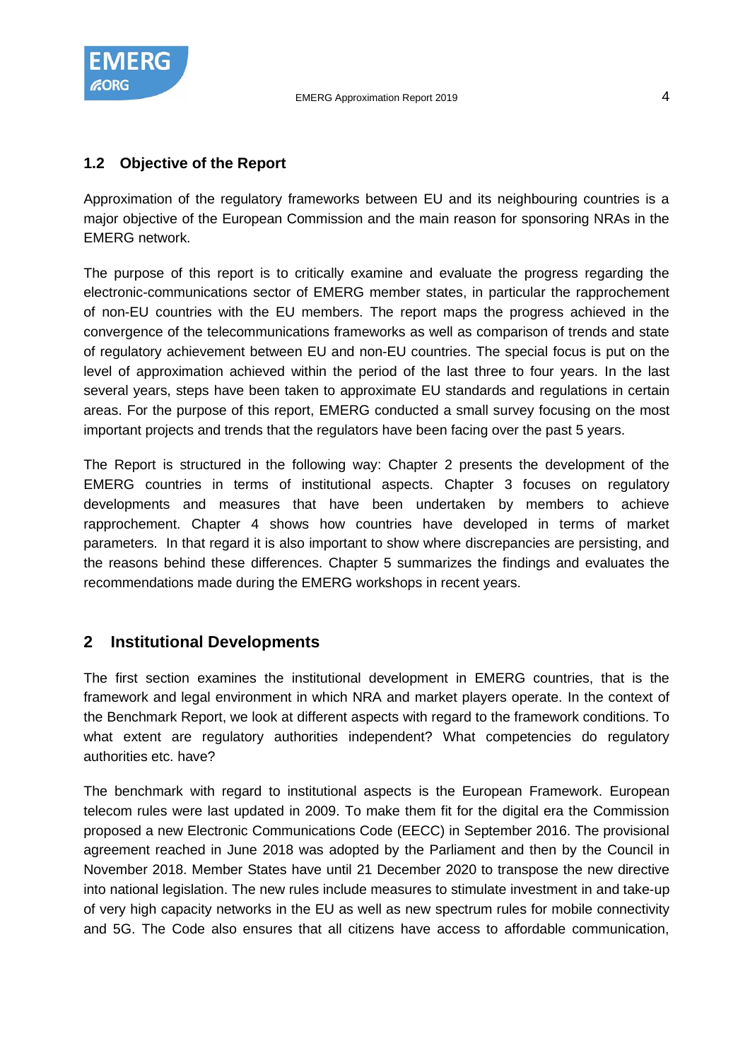## 1.2 Objective of the Report

Approximation of the regulatory frameworks between EU and its neighbouring countries is a major objective of the European Commission and the main reason for sponsoring NRAs in the EMERG network.

The purpose of this report is to critically examine and evaluate the progress regarding the electronic-communications sector of EMERG member states, in particular the rapprochement of non-EU countries with the EU members. The report maps the progress achieved in the convergence of the telecommunications frameworks as well as comparison of trends and state of regulatory achievement between EU and non-EU countries. The special focus is put on the level of approximation achieved within the period of the last three to four years. In the last several years, steps have been taken to approximate EU standards and regulations in certain areas. For the purpose of this report, EMERG conducted a small survey focusing on the most important projects and trends that the regulators have been facing over the past 5 years.

The Report is structured in the following way: Chapter 2 presents the development of the EMERG countries in terms of institutional aspects. Chapter 3 focuses on regulatory developments and measures that have been undertaken by members to achieve rapprochement. Chapter 4 shows how countries have developed in terms of market parameters. In that regard it is also important to show where discrepancies are persisting, and the reasons behind these differences. Chapter 5 summarizes the findings and evaluates the recommendations made during the EMERG workshops in recent years.

# 2 Institutional Developments

The first section examines the institutional development in EMERG countries, that is the framework and legal environment in which NRA and market players operate. In the context of the Benchmark Report, we look at different aspects with regard to the framework conditions. To what extent are regulatory authorities independent? What competencies do regulatory authorities etc. have?

The benchmark with regard to institutional aspects is the European Framework. European telecom rules were last updated in 2009. To make them fit for the digital era the Commission proposed a new Electronic Communications Code (EECC) in September 2016. The provisional agreement reached in June 2018 was adopted by the Parliament and then by the Council in November 2018. Member States have until 21 December 2020 to transpose the new directive into national legislation. The new rules include measures to stimulate investment in and take-up of very high capacity networks in the EU as well as new spectrum rules for mobile connectivity and 5G. The Code also ensures that all citizens have access to affordable communication,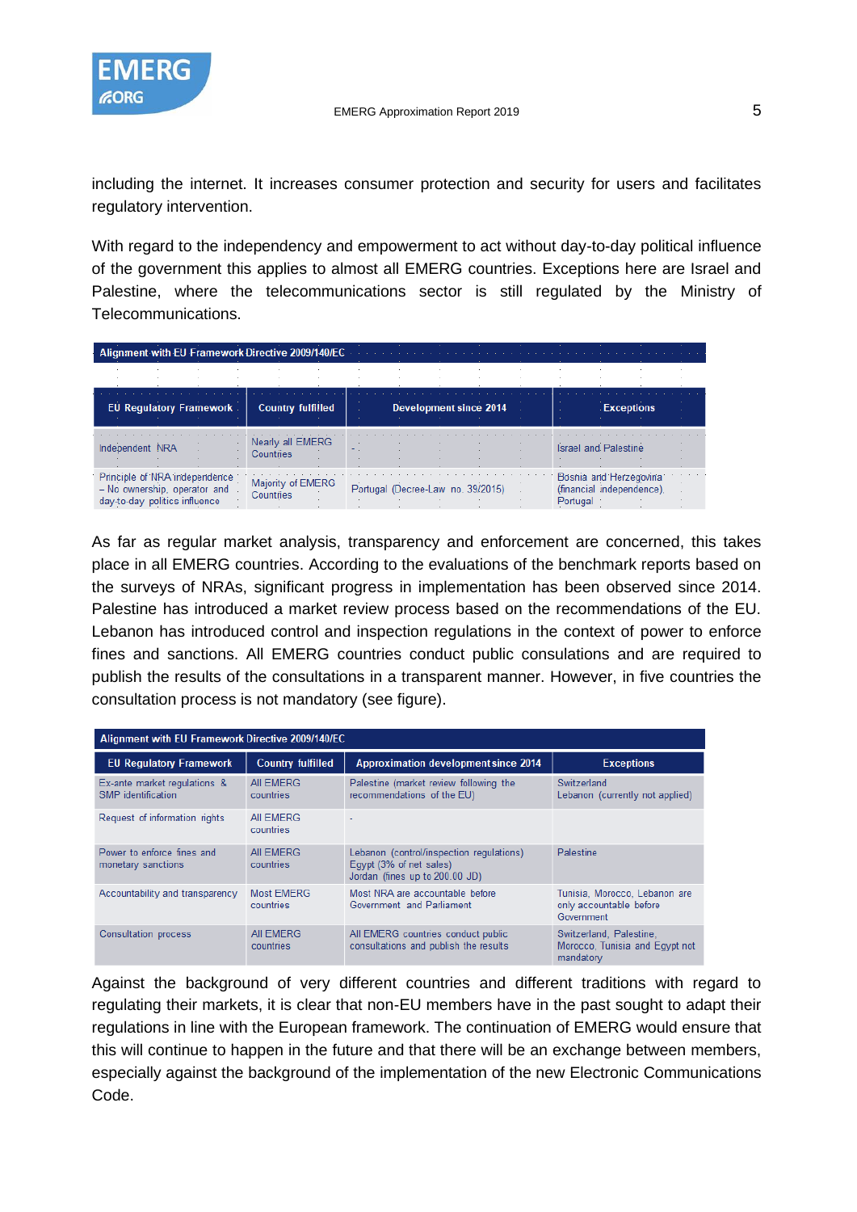including the internet. It increases consumer protection and security for users and facilitates regulatory intervention.

With regard to the independency and empowerment to act without day-to-day political influence of the government this applies to almost all EMERG countries. Exceptions here are Israel and Palestine, where the telecommunications sector is still regulated by the Ministry of Telecommunications.

| Alignment with EU Framework Directive 2009/140/EC | | | |
|---|---|---|---|
| EU Regulatory Framework | Country fulfilled | Development since 2014 | Exceptions |
| Independent NRA | Nearly all EMERG Countries | - | Israel and Palestine |
| Principle of NRA independence – No ownership, operator and day-to-day politics influence | Majority of EMERG Countries | Portugal (Decree-Law no. 39/2015) | Bosnia and Herzegovina (financial independence), Portugal |

As far as regular market analysis, transparency and enforcement are concerned, this takes place in all EMERG countries. According to the evaluations of the benchmark reports based on the surveys of NRAs, significant progress in implementation has been observed since 2014. Palestine has introduced a market review process based on the recommendations of the EU. Lebanon has introduced control and inspection regulations in the context of power to enforce fines and sanctions. All EMERG countries conduct public consulations and are required to publish the results of the consultations in a transparent manner. However, in five countries the consultation process is not mandatory (see figure).

| Alignment with EU Framework Directive 2009/140/EC | | | |
|---|---|---|---|
| EU Regulatory Framework | Country fulfilled | Approximation development since 2014 | Exceptions |
| Ex-ante market regulations & SMP identification | All EMERG countries | Palestine (market review following the recommendations of the EU) | Switzerland<br>Lebanon (currently not applied) |
| Request of information rights | All EMERG countries | - | |
| Power to enforce fines and monetary sanctions | All EMERG countries | Lebanon (control/inspection regulations)<br>Egypt (3% of net sales)<br>Jordan (fines up to 200.00 JD) | Palestine |
| Accountability and transparency | Most EMERG countries | Most NRA are accountable before Government and Parliament | Tunisia, Morocco, Lebanon are only accountable before Government |
| Consultation process | All EMERG countries | All EMERG countries conduct public consultations and publish the results | Switzerland, Palestine, Morocco, Tunisia and Egypt not mandatory |

Against the background of very different countries and different traditions with regard to regulating their markets, it is clear that non-EU members have in the past sought to adapt their regulations in line with the European framework. The continuation of EMERG would ensure that this will continue to happen in the future and that there will be an exchange between members, especially against the background of the implementation of the new Electronic Communications Code.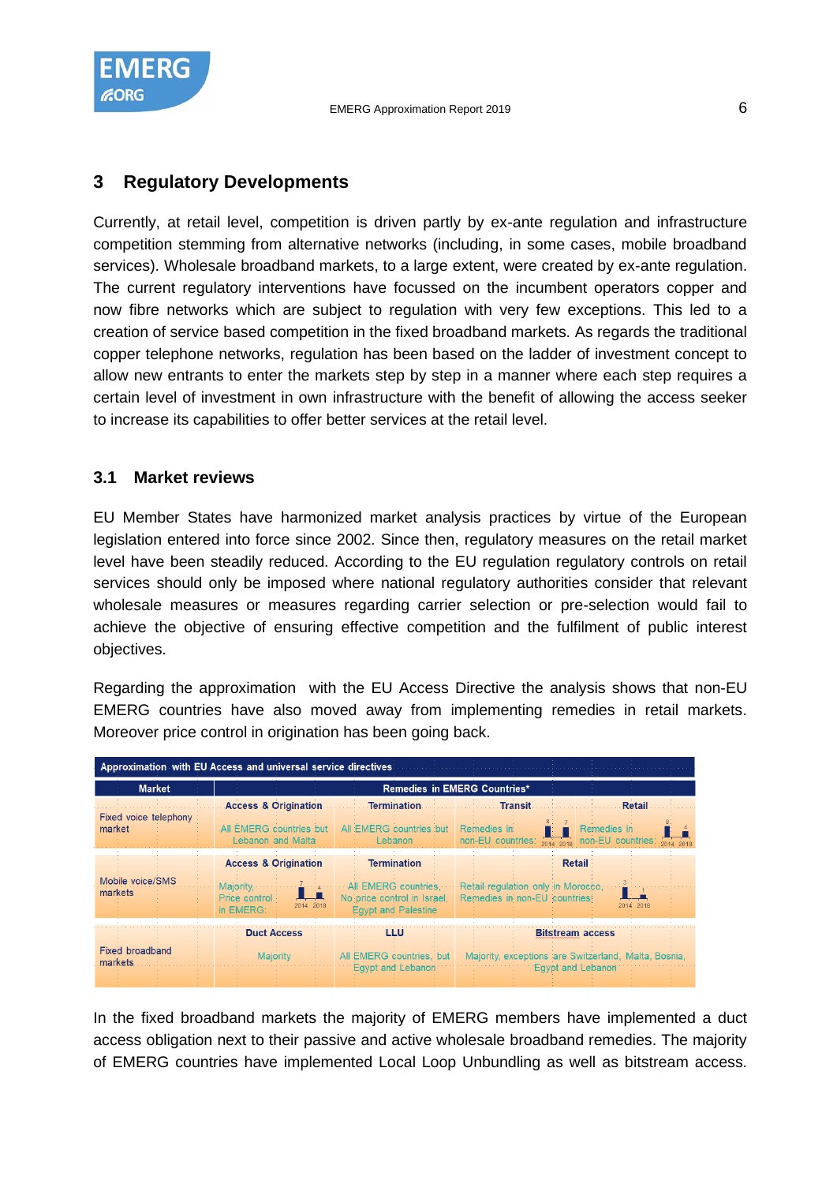## 3 Regulatory Developments

Currently, at retail level, competition is driven partly by ex-ante regulation and infrastructure competition stemming from alternative networks (including, in some cases, mobile broadband services). Wholesale broadband markets, to a large extent, were created by ex-ante regulation. The current regulatory interventions have focussed on the incumbent operators copper and now fibre networks which are subject to regulation with very few exceptions. This led to a creation of service based competition in the fixed broadband markets. As regards the traditional copper telephone networks, regulation has been based on the ladder of investment concept to allow new entrants to enter the markets step by step in a manner where each step requires a certain level of investment in own infrastructure with the benefit of allowing the access seeker to increase its capabilities to offer better services at the retail level.

### 3.1 Market reviews

EU Member States have harmonized market analysis practices by virtue of the European legislation entered into force since 2002. Since then, regulatory measures on the retail market level have been steadily reduced. According to the EU regulation regulatory controls on retail services should only be imposed where national regulatory authorities consider that relevant wholesale measures or measures regarding carrier selection or pre-selection would fail to achieve the objective of ensuring effective competition and the fulfilment of public interest objectives.

Regarding the approximation with the EU Access Directive the analysis shows that non-EU EMERG countries have also moved away from implementing remedies in retail markets. Moreover price control in origination has been going back.

| Approximation with EU Access and universal service directives | | | | |
|---|---|---|---|---|
| **Market** | **Remedies in EMERG Countries*** | | | |
| Fixed voice telephony market | **Access & Origination**<br>All EMERG countries but Lebanon and Malta | **Termination**<br>All EMERG countries but Lebanon | **Transit**<br>Remedies in non-EU countries: 2014: 8, 2018: 7 | **Retail**<br>Remedies in non-EU countries: 2014: 8, 2018: 4 |
| Mobile voice/SMS markets | **Access & Origination**<br>Majority, Price control in EMERG: 2014: 7, 2018: 4 | **Termination**<br>All EMERG countries, No price control in Israel, Egypt and Palestine | **Retail**<br>Retail regulation only in Morocco, Remedies in non-EU countries: 2014: 3, 2018: 1 | |
| Fixed broadband markets | **Duct Access**<br>Majority | **LLU**<br>All EMERG countries, but Egypt and Lebanon | **Bitstream access**<br>Majority, exceptions are Switzerland, Malta, Bosnia, Egypt and Lebanon | |

In the fixed broadband markets the majority of EMERG members have implemented a duct access obligation next to their passive and active wholesale broadband remedies. The majority of EMERG countries have implemented Local Loop Unbundling as well as bitstream access.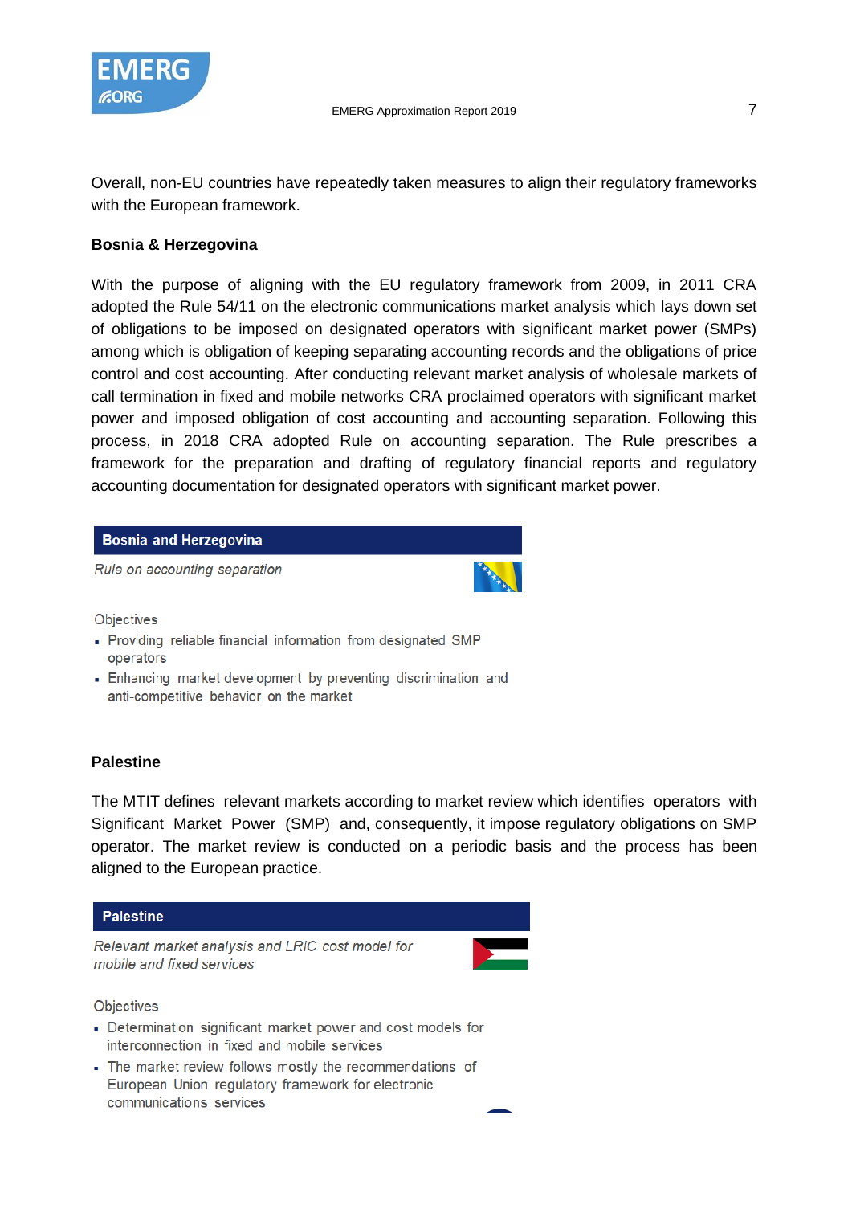Overall, non-EU countries have repeatedly taken measures to align their regulatory frameworks with the European framework.

**Bosnia & Herzegovina**

With the purpose of aligning with the EU regulatory framework from 2009, in 2011 CRA adopted the Rule 54/11 on the electronic communications market analysis which lays down set of obligations to be imposed on designated operators with significant market power (SMPs) among which is obligation of keeping separating accounting records and the obligations of price control and cost accounting. After conducting relevant market analysis of wholesale markets of call termination in fixed and mobile networks CRA proclaimed operators with significant market power and imposed obligation of cost accounting and accounting separation. Following this process, in 2018 CRA adopted Rule on accounting separation. The Rule prescribes a framework for the preparation and drafting of regulatory financial reports and regulatory accounting documentation for designated operators with significant market power.

**Bosnia and Herzegovina**

*Rule on accounting separation*

Objectives

- Providing reliable financial information from designated SMP operators
- Enhancing market development by preventing discrimination and anti-competitive behavior on the market

**Palestine**

The MTIT defines relevant markets according to market review which identifies operators with Significant Market Power (SMP) and, consequently, it impose regulatory obligations on SMP operator. The market review is conducted on a periodic basis and the process has been aligned to the European practice.

**Palestine**

*Relevant market analysis and LRIC cost model for mobile and fixed services*

Objectives

- Determination significant market power and cost models for interconnection in fixed and mobile services
- The market review follows mostly the recommendations of European Union regulatory framework for electronic communications services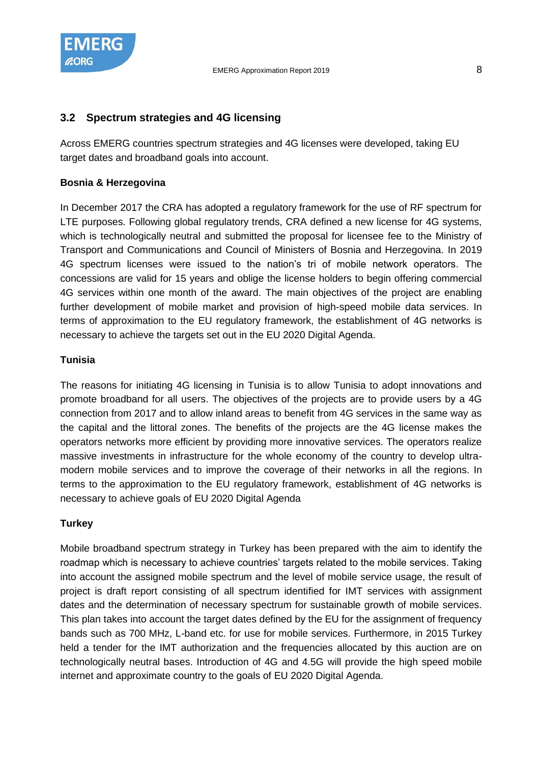## 3.2 Spectrum strategies and 4G licensing

Across EMERG countries spectrum strategies and 4G licenses were developed, taking EU target dates and broadband goals into account.

**Bosnia & Herzegovina**

In December 2017 the CRA has adopted a regulatory framework for the use of RF spectrum for LTE purposes. Following global regulatory trends, CRA defined a new license for 4G systems, which is technologically neutral and submitted the proposal for licensee fee to the Ministry of Transport and Communications and Council of Ministers of Bosnia and Herzegovina. In 2019 4G spectrum licenses were issued to the nation's tri of mobile network operators. The concessions are valid for 15 years and oblige the license holders to begin offering commercial 4G services within one month of the award. The main objectives of the project are enabling further development of mobile market and provision of high-speed mobile data services. In terms of approximation to the EU regulatory framework, the establishment of 4G networks is necessary to achieve the targets set out in the EU 2020 Digital Agenda.

**Tunisia**

The reasons for initiating 4G licensing in Tunisia is to allow Tunisia to adopt innovations and promote broadband for all users. The objectives of the projects are to provide users by a 4G connection from 2017 and to allow inland areas to benefit from 4G services in the same way as the capital and the littoral zones. The benefits of the projects are the 4G license makes the operators networks more efficient by providing more innovative services. The operators realize massive investments in infrastructure for the whole economy of the country to develop ultra-modern mobile services and to improve the coverage of their networks in all the regions. In terms to the approximation to the EU regulatory framework, establishment of 4G networks is necessary to achieve goals of EU 2020 Digital Agenda

**Turkey**

Mobile broadband spectrum strategy in Turkey has been prepared with the aim to identify the roadmap which is necessary to achieve countries' targets related to the mobile services. Taking into account the assigned mobile spectrum and the level of mobile service usage, the result of project is draft report consisting of all spectrum identified for IMT services with assignment dates and the determination of necessary spectrum for sustainable growth of mobile services. This plan takes into account the target dates defined by the EU for the assignment of frequency bands such as 700 MHz, L-band etc. for use for mobile services. Furthermore, in 2015 Turkey held a tender for the IMT authorization and the frequencies allocated by this auction are on technologically neutral bases. Introduction of 4G and 4.5G will provide the high speed mobile internet and approximate country to the goals of EU 2020 Digital Agenda.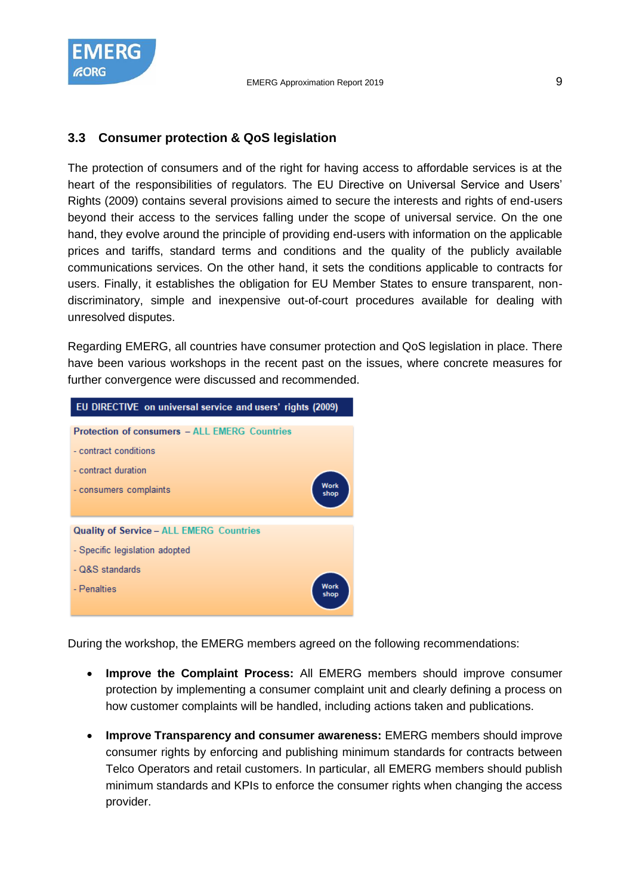### 3.3 Consumer protection & QoS legislation

The protection of consumers and of the right for having access to affordable services is at the heart of the responsibilities of regulators. The EU Directive on Universal Service and Users' Rights (2009) contains several provisions aimed to secure the interests and rights of end-users beyond their access to the services falling under the scope of universal service. On the one hand, they evolve around the principle of providing end-users with information on the applicable prices and tariffs, standard terms and conditions and the quality of the publicly available communications services. On the other hand, it sets the conditions applicable to contracts for users. Finally, it establishes the obligation for EU Member States to ensure transparent, non-discriminatory, simple and inexpensive out-of-court procedures available for dealing with unresolved disputes.

Regarding EMERG, all countries have consumer protection and QoS legislation in place. There have been various workshops in the recent past on the issues, where concrete measures for further convergence were discussed and recommended.

**EU DIRECTIVE on universal service and users' rights (2009)**

**Protection of consumers – ALL EMERG Countries**
- contract conditions
- contract duration
- consumers complaints

Work shop

**Quality of Service – ALL EMERG Countries**
- Specific legislation adopted
- Q&S standards
- Penalties

Work shop

During the workshop, the EMERG members agreed on the following recommendations:

- **Improve the Complaint Process:** All EMERG members should improve consumer protection by implementing a consumer complaint unit and clearly defining a process on how customer complaints will be handled, including actions taken and publications.
- **Improve Transparency and consumer awareness:** EMERG members should improve consumer rights by enforcing and publishing minimum standards for contracts between Telco Operators and retail customers. In particular, all EMERG members should publish minimum standards and KPIs to enforce the consumer rights when changing the access provider.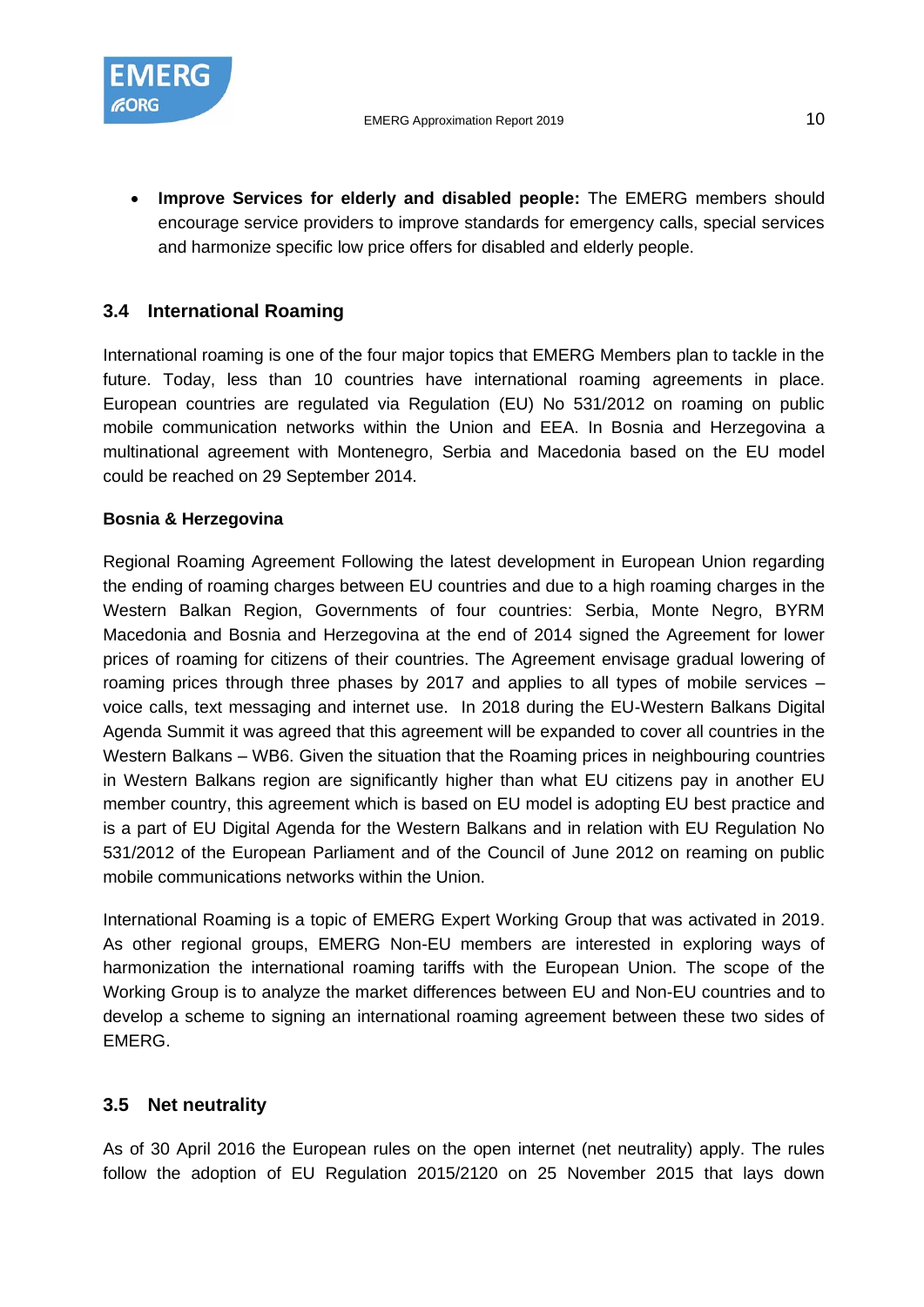- **Improve Services for elderly and disabled people:** The EMERG members should encourage service providers to improve standards for emergency calls, special services and harmonize specific low price offers for disabled and elderly people.

## 3.4 International Roaming

International roaming is one of the four major topics that EMERG Members plan to tackle in the future. Today, less than 10 countries have international roaming agreements in place. European countries are regulated via Regulation (EU) No 531/2012 on roaming on public mobile communication networks within the Union and EEA. In Bosnia and Herzegovina a multinational agreement with Montenegro, Serbia and Macedonia based on the EU model could be reached on 29 September 2014.

**Bosnia & Herzegovina**

Regional Roaming Agreement Following the latest development in European Union regarding the ending of roaming charges between EU countries and due to a high roaming charges in the Western Balkan Region, Governments of four countries: Serbia, Monte Negro, BYRM Macedonia and Bosnia and Herzegovina at the end of 2014 signed the Agreement for lower prices of roaming for citizens of their countries. The Agreement envisage gradual lowering of roaming prices through three phases by 2017 and applies to all types of mobile services – voice calls, text messaging and internet use. In 2018 during the EU-Western Balkans Digital Agenda Summit it was agreed that this agreement will be expanded to cover all countries in the Western Balkans – WB6. Given the situation that the Roaming prices in neighbouring countries in Western Balkans region are significantly higher than what EU citizens pay in another EU member country, this agreement which is based on EU model is adopting EU best practice and is a part of EU Digital Agenda for the Western Balkans and in relation with EU Regulation No 531/2012 of the European Parliament and of the Council of June 2012 on reaming on public mobile communications networks within the Union.

International Roaming is a topic of EMERG Expert Working Group that was activated in 2019. As other regional groups, EMERG Non-EU members are interested in exploring ways of harmonization the international roaming tariffs with the European Union. The scope of the Working Group is to analyze the market differences between EU and Non-EU countries and to develop a scheme to signing an international roaming agreement between these two sides of EMERG.

## 3.5 Net neutrality

As of 30 April 2016 the European rules on the open internet (net neutrality) apply. The rules follow the adoption of EU Regulation 2015/2120 on 25 November 2015 that lays down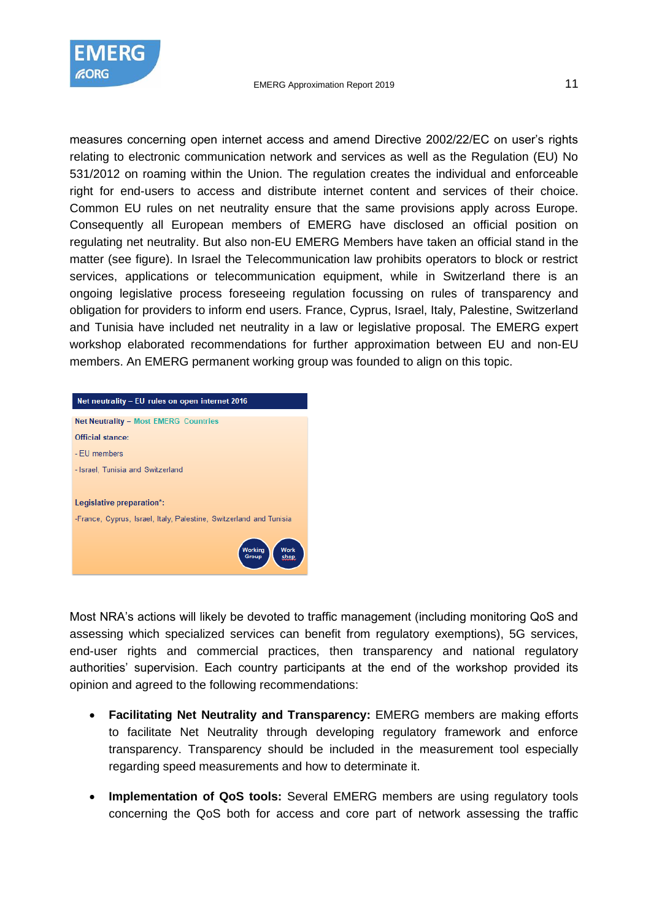measures concerning open internet access and amend Directive 2002/22/EC on user's rights relating to electronic communication network and services as well as the Regulation (EU) No 531/2012 on roaming within the Union. The regulation creates the individual and enforceable right for end-users to access and distribute internet content and services of their choice. Common EU rules on net neutrality ensure that the same provisions apply across Europe. Consequently all European members of EMERG have disclosed an official position on regulating net neutrality. But also non-EU EMERG Members have taken an official stand in the matter (see figure). In Israel the Telecommunication law prohibits operators to block or restrict services, applications or telecommunication equipment, while in Switzerland there is an ongoing legislative process foreseeing regulation focussing on rules of transparency and obligation for providers to inform end users. France, Cyprus, Israel, Italy, Palestine, Switzerland and Tunisia have included net neutrality in a law or legislative proposal. The EMERG expert workshop elaborated recommendations for further approximation between EU and non-EU members. An EMERG permanent working group was founded to align on this topic.

**Net neutrality – EU rules on open internet 2016**

**Net Neutrality** – Most EMERG Countries

**Official stance:**

- EU members
- Israel, Tunisia and Switzerland

**Legislative preparation*:**

- France, Cyprus, Israel, Italy, Palestine, Switzerland and Tunisia

Working Group | Work shop

Most NRA's actions will likely be devoted to traffic management (including monitoring QoS and assessing which specialized services can benefit from regulatory exemptions), 5G services, end-user rights and commercial practices, then transparency and national regulatory authorities' supervision. Each country participants at the end of the workshop provided its opinion and agreed to the following recommendations:

- **Facilitating Net Neutrality and Transparency:** EMERG members are making efforts to facilitate Net Neutrality through developing regulatory framework and enforce transparency. Transparency should be included in the measurement tool especially regarding speed measurements and how to determinate it.
- **Implementation of QoS tools:** Several EMERG members are using regulatory tools concerning the QoS both for access and core part of network assessing the traffic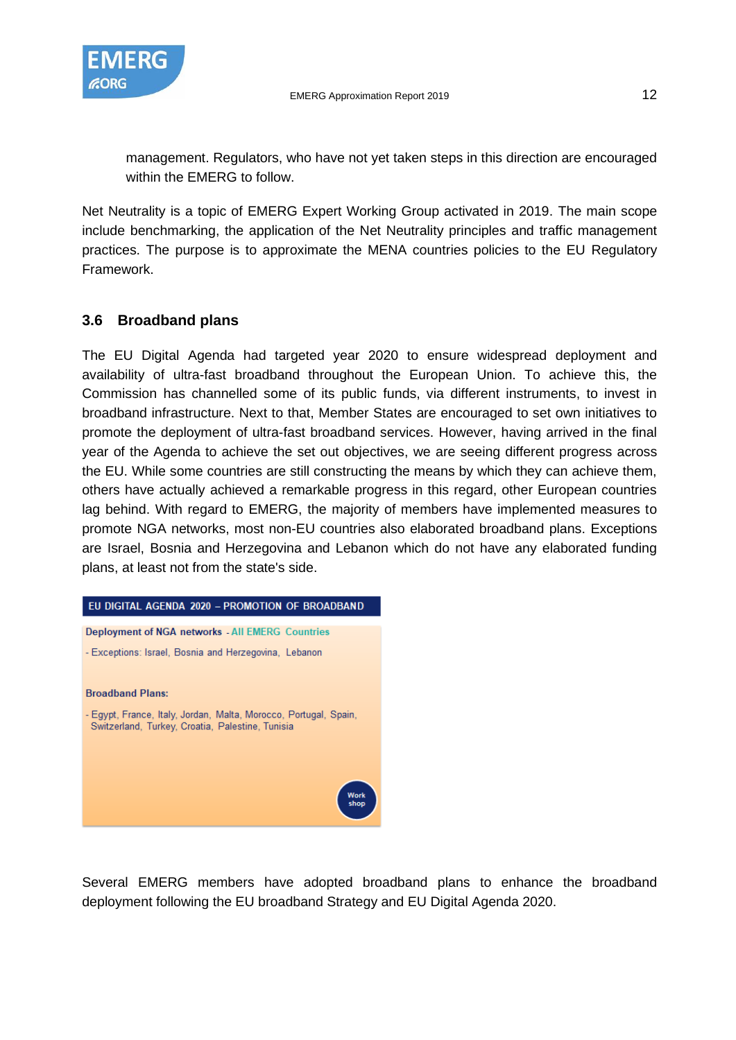management. Regulators, who have not yet taken steps in this direction are encouraged within the EMERG to follow.

Net Neutrality is a topic of EMERG Expert Working Group activated in 2019. The main scope include benchmarking, the application of the Net Neutrality principles and traffic management practices. The purpose is to approximate the MENA countries policies to the EU Regulatory Framework.

### 3.6 Broadband plans

The EU Digital Agenda had targeted year 2020 to ensure widespread deployment and availability of ultra-fast broadband throughout the European Union. To achieve this, the Commission has channelled some of its public funds, via different instruments, to invest in broadband infrastructure. Next to that, Member States are encouraged to set own initiatives to promote the deployment of ultra-fast broadband services. However, having arrived in the final year of the Agenda to achieve the set out objectives, we are seeing different progress across the EU. While some countries are still constructing the means by which they can achieve them, others have actually achieved a remarkable progress in this regard, other European countries lag behind. With regard to EMERG, the majority of members have implemented measures to promote NGA networks, most non-EU countries also elaborated broadband plans. Exceptions are Israel, Bosnia and Herzegovina and Lebanon which do not have any elaborated funding plans, at least not from the state's side.

**EU DIGITAL AGENDA 2020 – PROMOTION OF BROADBAND**

**Deployment of NGA networks** - All EMERG Countries

- Exceptions: Israel, Bosnia and Herzegovina, Lebanon

**Broadband Plans:**

- Egypt, France, Italy, Jordan, Malta, Morocco, Portugal, Spain, Switzerland, Turkey, Croatia, Palestine, Tunisia

Work shop

Several EMERG members have adopted broadband plans to enhance the broadband deployment following the EU broadband Strategy and EU Digital Agenda 2020.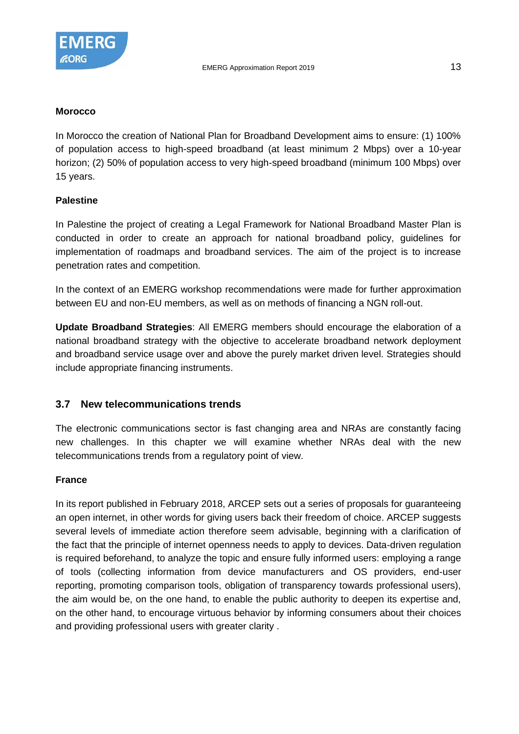**Morocco**

In Morocco the creation of National Plan for Broadband Development aims to ensure: (1) 100% of population access to high-speed broadband (at least minimum 2 Mbps) over a 10-year horizon; (2) 50% of population access to very high-speed broadband (minimum 100 Mbps) over 15 years.

**Palestine**

In Palestine the project of creating a Legal Framework for National Broadband Master Plan is conducted in order to create an approach for national broadband policy, guidelines for implementation of roadmaps and broadband services. The aim of the project is to increase penetration rates and competition.

In the context of an EMERG workshop recommendations were made for further approximation between EU and non-EU members, as well as on methods of financing a NGN roll-out.

**Update Broadband Strategies**: All EMERG members should encourage the elaboration of a national broadband strategy with the objective to accelerate broadband network deployment and broadband service usage over and above the purely market driven level. Strategies should include appropriate financing instruments.

## 3.7 New telecommunications trends

The electronic communications sector is fast changing area and NRAs are constantly facing new challenges. In this chapter we will examine whether NRAs deal with the new telecommunications trends from a regulatory point of view.

**France**

In its report published in February 2018, ARCEP sets out a series of proposals for guaranteeing an open internet, in other words for giving users back their freedom of choice. ARCEP suggests several levels of immediate action therefore seem advisable, beginning with a clarification of the fact that the principle of internet openness needs to apply to devices. Data-driven regulation is required beforehand, to analyze the topic and ensure fully informed users: employing a range of tools (collecting information from device manufacturers and OS providers, end-user reporting, promoting comparison tools, obligation of transparency towards professional users), the aim would be, on the one hand, to enable the public authority to deepen its expertise and, on the other hand, to encourage virtuous behavior by informing consumers about their choices and providing professional users with greater clarity .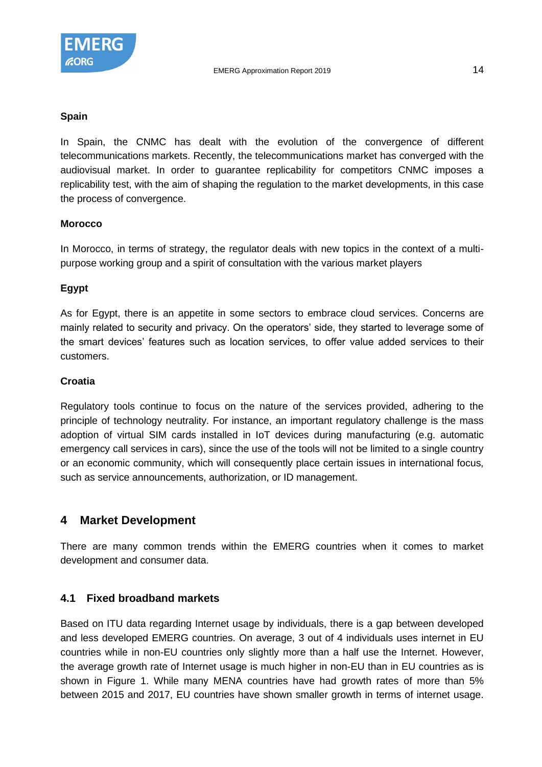**Spain**

In Spain, the CNMC has dealt with the evolution of the convergence of different telecommunications markets. Recently, the telecommunications market has converged with the audiovisual market. In order to guarantee replicability for competitors CNMC imposes a replicability test, with the aim of shaping the regulation to the market developments, in this case the process of convergence.

**Morocco**

In Morocco, in terms of strategy, the regulator deals with new topics in the context of a multi-purpose working group and a spirit of consultation with the various market players

**Egypt**

As for Egypt, there is an appetite in some sectors to embrace cloud services. Concerns are mainly related to security and privacy. On the operators' side, they started to leverage some of the smart devices' features such as location services, to offer value added services to their customers.

**Croatia**

Regulatory tools continue to focus on the nature of the services provided, adhering to the principle of technology neutrality. For instance, an important regulatory challenge is the mass adoption of virtual SIM cards installed in IoT devices during manufacturing (e.g. automatic emergency call services in cars), since the use of the tools will not be limited to a single country or an economic community, which will consequently place certain issues in international focus, such as service announcements, authorization, or ID management.

# 4 Market Development

There are many common trends within the EMERG countries when it comes to market development and consumer data.

## 4.1 Fixed broadband markets

Based on ITU data regarding Internet usage by individuals, there is a gap between developed and less developed EMERG countries. On average, 3 out of 4 individuals uses internet in EU countries while in non-EU countries only slightly more than a half use the Internet. However, the average growth rate of Internet usage is much higher in non-EU than in EU countries as is shown in Figure 1. While many MENA countries have had growth rates of more than 5% between 2015 and 2017, EU countries have shown smaller growth in terms of internet usage.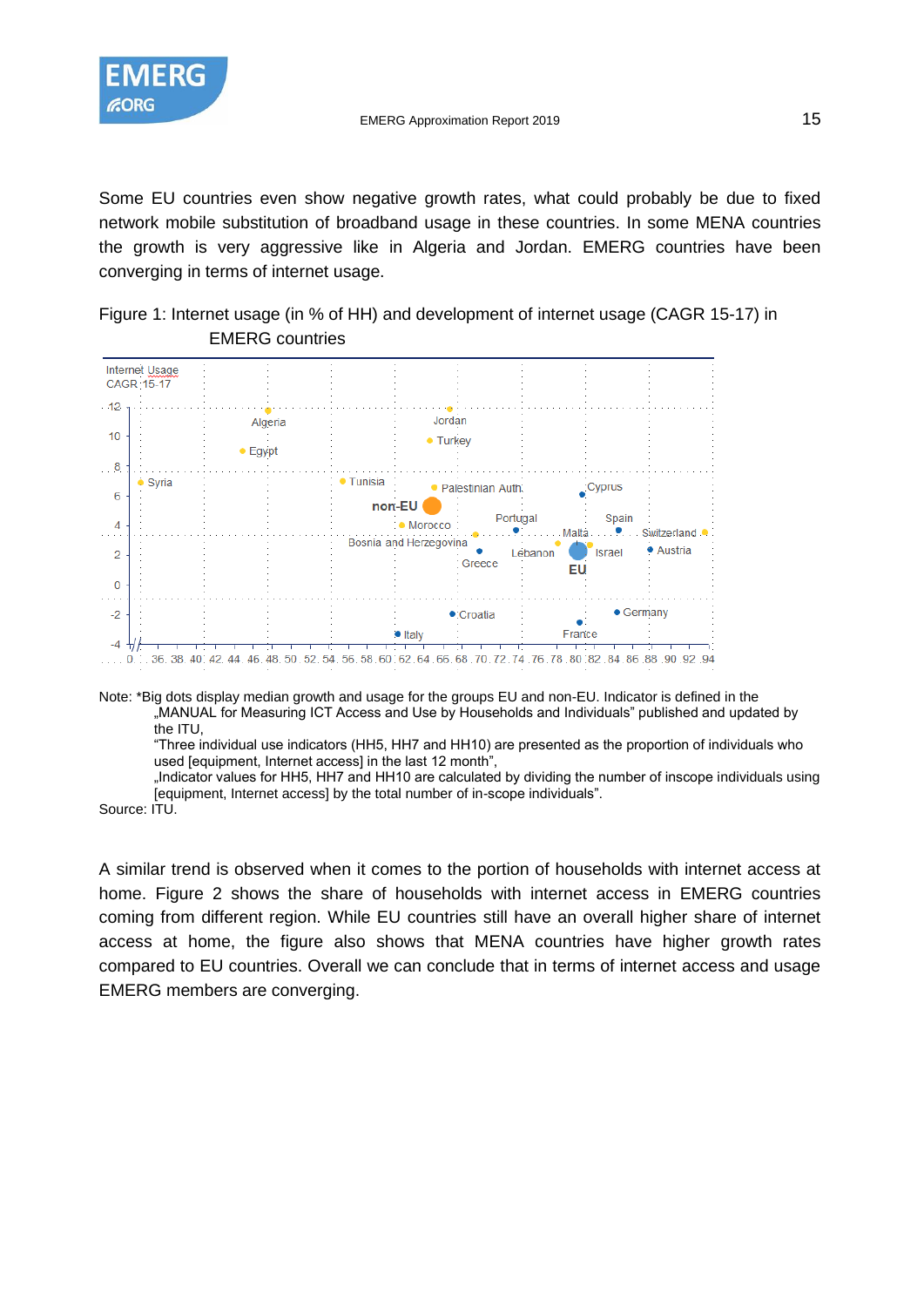Some EU countries even show negative growth rates, what could probably be due to fixed network mobile substitution of broadband usage in these countries. In some MENA countries the growth is very aggressive like in Algeria and Jordan. EMERG countries have been converging in terms of internet usage.

Figure 1: Internet usage (in % of HH) and development of internet usage (CAGR 15-17) in EMERG countries

Note: *Big dots display median growth and usage for the groups EU and non-EU. Indicator is defined in the „MANUAL for Measuring ICT Access and Use by Households and Individuals" published and updated by the ITU,
"Three individual use indicators (HH5, HH7 and HH10) are presented as the proportion of individuals who used [equipment, Internet access] in the last 12 month",
„Indicator values for HH5, HH7 and HH10 are calculated by dividing the number of inscope individuals using [equipment, Internet access] by the total number of in-scope individuals".
Source: ITU.

A similar trend is observed when it comes to the portion of households with internet access at home. Figure 2 shows the share of households with internet access in EMERG countries coming from different region. While EU countries still have an overall higher share of internet access at home, the figure also shows that MENA countries have higher growth rates compared to EU countries. Overall we can conclude that in terms of internet access and usage EMERG members are converging.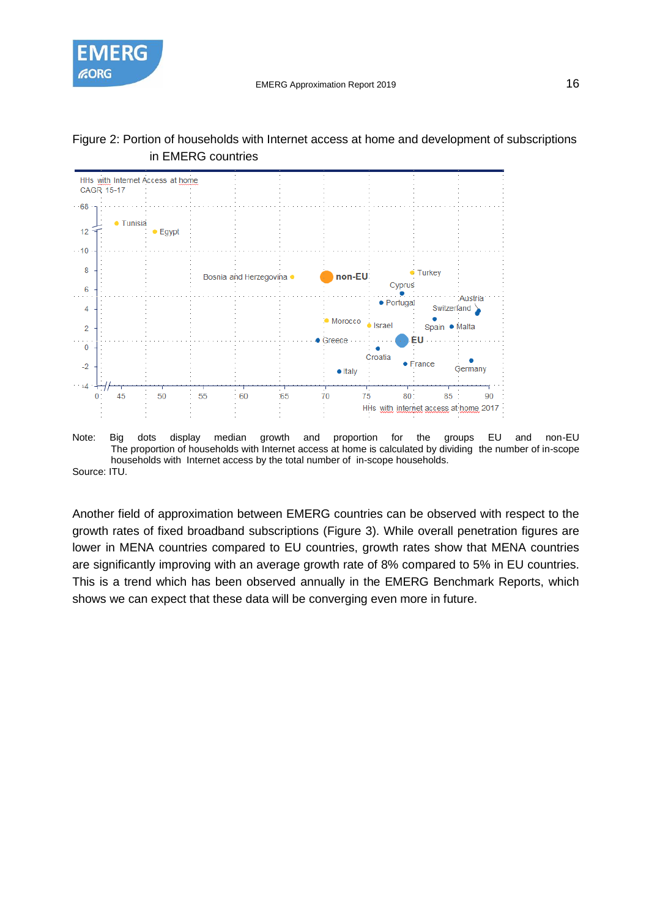Figure 2: Portion of households with Internet access at home and development of subscriptions in EMERG countries

Note: Big dots display median growth and proportion for the groups EU and non-EU The proportion of households with Internet access at home is calculated by dividing the number of in-scope households with Internet access by the total number of in-scope households.

Source: ITU.

Another field of approximation between EMERG countries can be observed with respect to the growth rates of fixed broadband subscriptions (Figure 3). While overall penetration figures are lower in MENA countries compared to EU countries, growth rates show that MENA countries are significantly improving with an average growth rate of 8% compared to 5% in EU countries. This is a trend which has been observed annually in the EMERG Benchmark Reports, which shows we can expect that these data will be converging even more in future.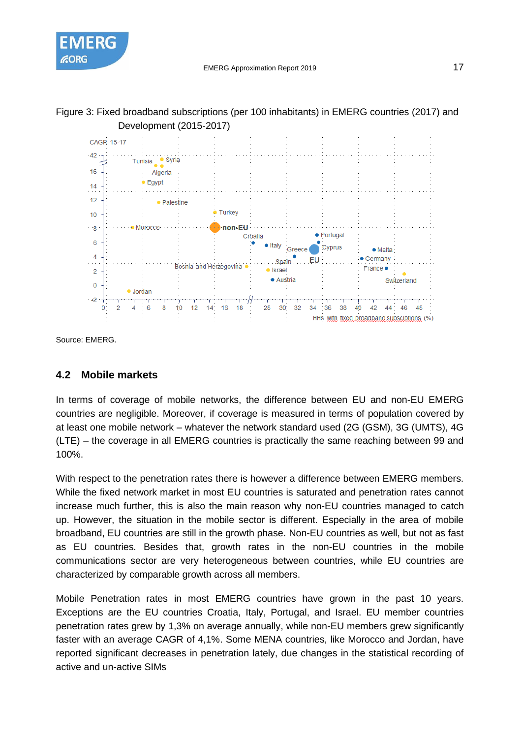Figure 3: Fixed broadband subscriptions (per 100 inhabitants) in EMERG countries (2017) and Development (2015-2017)

Source: EMERG.

## 4.2 Mobile markets

In terms of coverage of mobile networks, the difference between EU and non-EU EMERG countries are negligible. Moreover, if coverage is measured in terms of population covered by at least one mobile network – whatever the network standard used (2G (GSM), 3G (UMTS), 4G (LTE) – the coverage in all EMERG countries is practically the same reaching between 99 and 100%.

With respect to the penetration rates there is however a difference between EMERG members. While the fixed network market in most EU countries is saturated and penetration rates cannot increase much further, this is also the main reason why non-EU countries managed to catch up. However, the situation in the mobile sector is different. Especially in the area of mobile broadband, EU countries are still in the growth phase. Non-EU countries as well, but not as fast as EU countries. Besides that, growth rates in the non-EU countries in the mobile communications sector are very heterogeneous between countries, while EU countries are characterized by comparable growth across all members.

Mobile Penetration rates in most EMERG countries have grown in the past 10 years. Exceptions are the EU countries Croatia, Italy, Portugal, and Israel. EU member countries penetration rates grew by 1,3% on average annually, while non-EU members grew significantly faster with an average CAGR of 4,1%. Some MENA countries, like Morocco and Jordan, have reported significant decreases in penetration lately, due changes in the statistical recording of active and un-active SIMs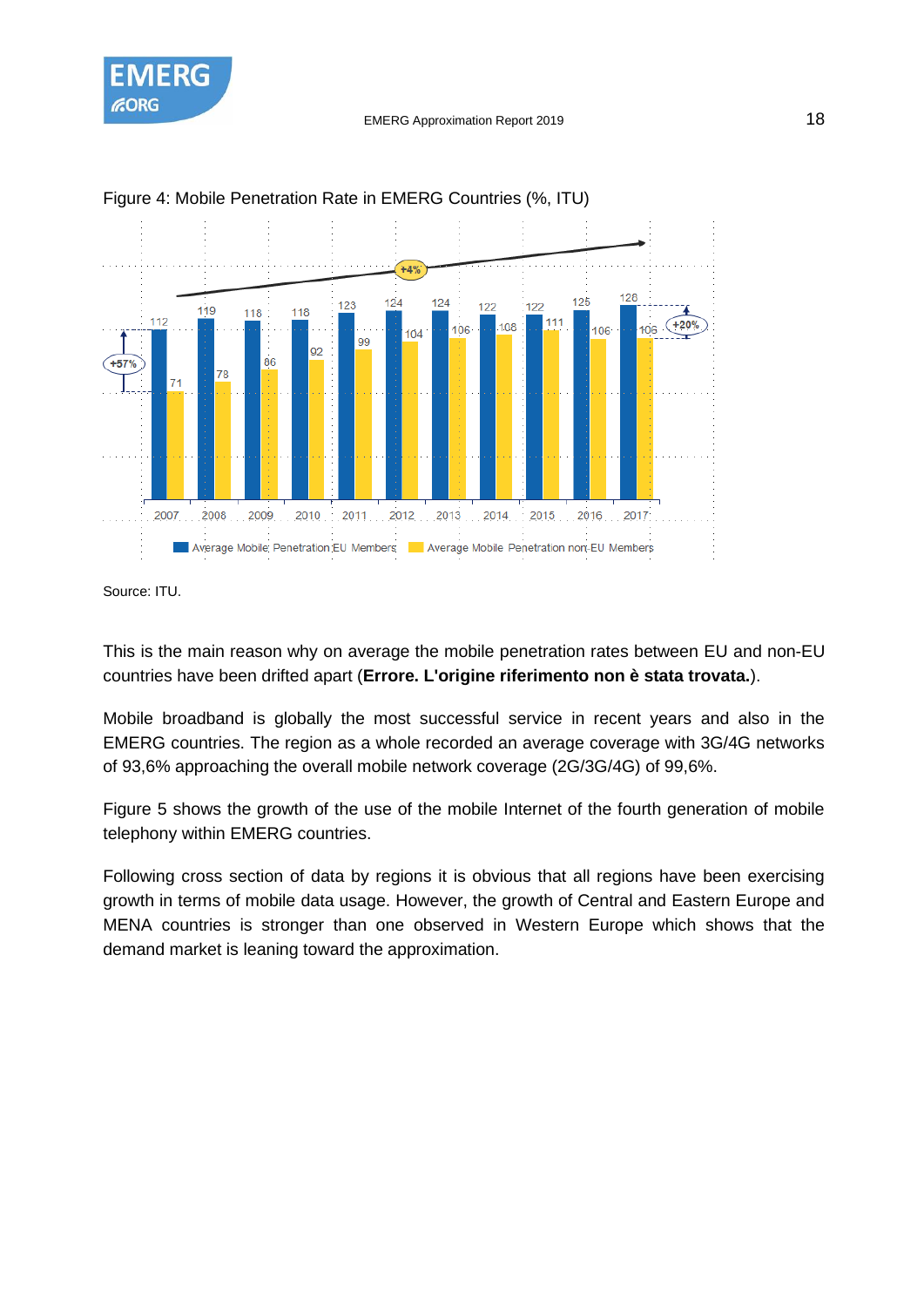Figure 4: Mobile Penetration Rate in EMERG Countries (%, ITU)

| Year | Average Mobile Penetration EU Members | Average Mobile Penetration non EU Members |
|---|---|---|
| 2007 | 112 | 71 |
| 2008 | 119 | 78 |
| 2009 | 118 | 86 |
| 2010 | 118 | 92 |
| 2011 | 123 | 99 |
| 2012 | 124 | 104 |
| 2013 | 124 | 106 |
| 2014 | 122 | 108 |
| 2015 | 122 | 111 |
| 2016 | 125 | 106 |
| 2017 | 128 | 106 |

+57% | +4% | +20%

Source: ITU.

This is the main reason why on average the mobile penetration rates between EU and non-EU countries have been drifted apart (**Errore. L'origine riferimento non è stata trovata.**).

Mobile broadband is globally the most successful service in recent years and also in the EMERG countries. The region as a whole recorded an average coverage with 3G/4G networks of 93,6% approaching the overall mobile network coverage (2G/3G/4G) of 99,6%.

Figure 5 shows the growth of the use of the mobile Internet of the fourth generation of mobile telephony within EMERG countries.

Following cross section of data by regions it is obvious that all regions have been exercising growth in terms of mobile data usage. However, the growth of Central and Eastern Europe and MENA countries is stronger than one observed in Western Europe which shows that the demand market is leaning toward the approximation.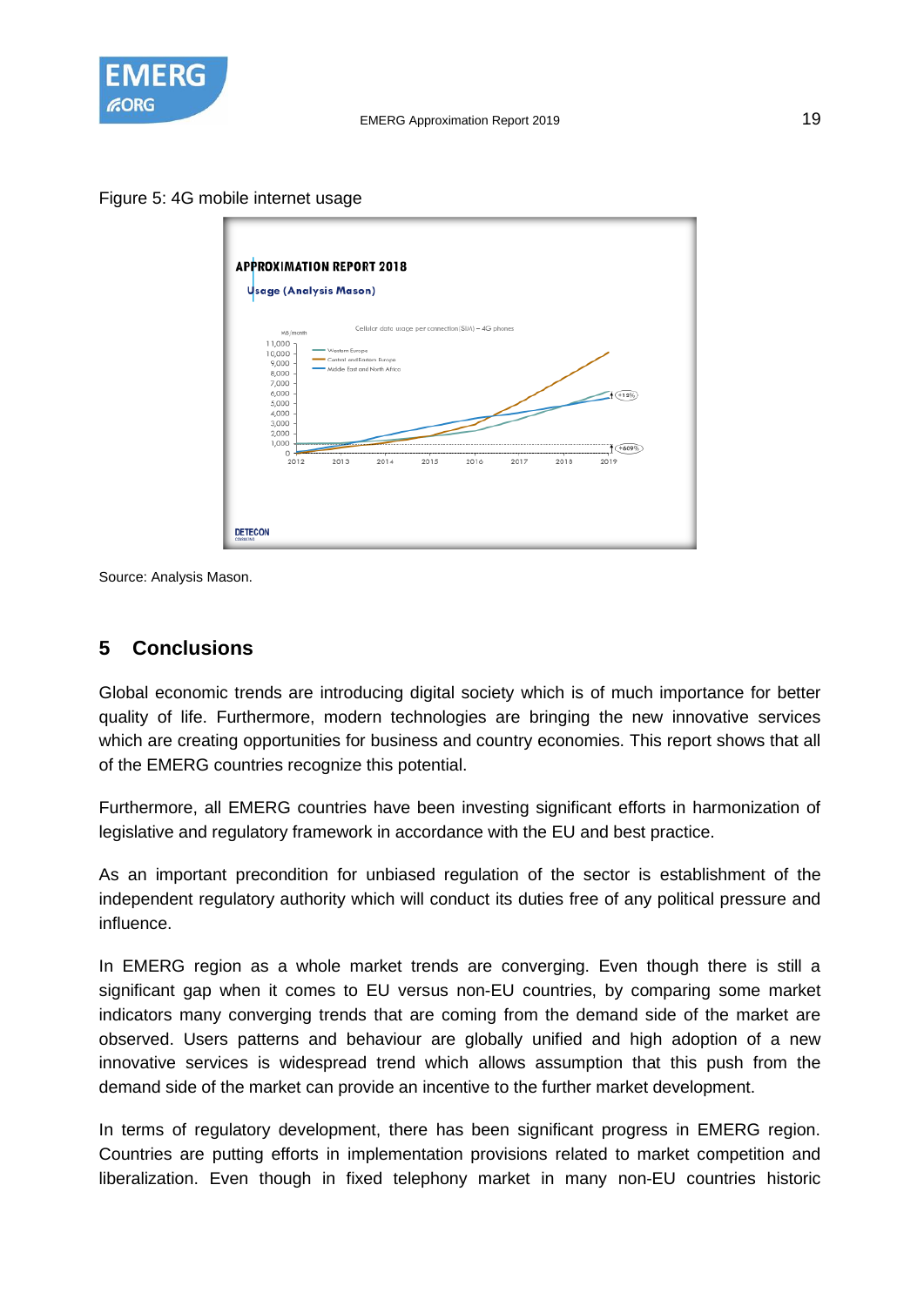Figure 5: 4G mobile internet usage

Source: Analysis Mason.

## 5 Conclusions

Global economic trends are introducing digital society which is of much importance for better quality of life. Furthermore, modern technologies are bringing the new innovative services which are creating opportunities for business and country economies. This report shows that all of the EMERG countries recognize this potential.

Furthermore, all EMERG countries have been investing significant efforts in harmonization of legislative and regulatory framework in accordance with the EU and best practice.

As an important precondition for unbiased regulation of the sector is establishment of the independent regulatory authority which will conduct its duties free of any political pressure and influence.

In EMERG region as a whole market trends are converging. Even though there is still a significant gap when it comes to EU versus non-EU countries, by comparing some market indicators many converging trends that are coming from the demand side of the market are observed. Users patterns and behaviour are globally unified and high adoption of a new innovative services is widespread trend which allows assumption that this push from the demand side of the market can provide an incentive to the further market development.

In terms of regulatory development, there has been significant progress in EMERG region. Countries are putting efforts in implementation provisions related to market competition and liberalization. Even though in fixed telephony market in many non-EU countries historic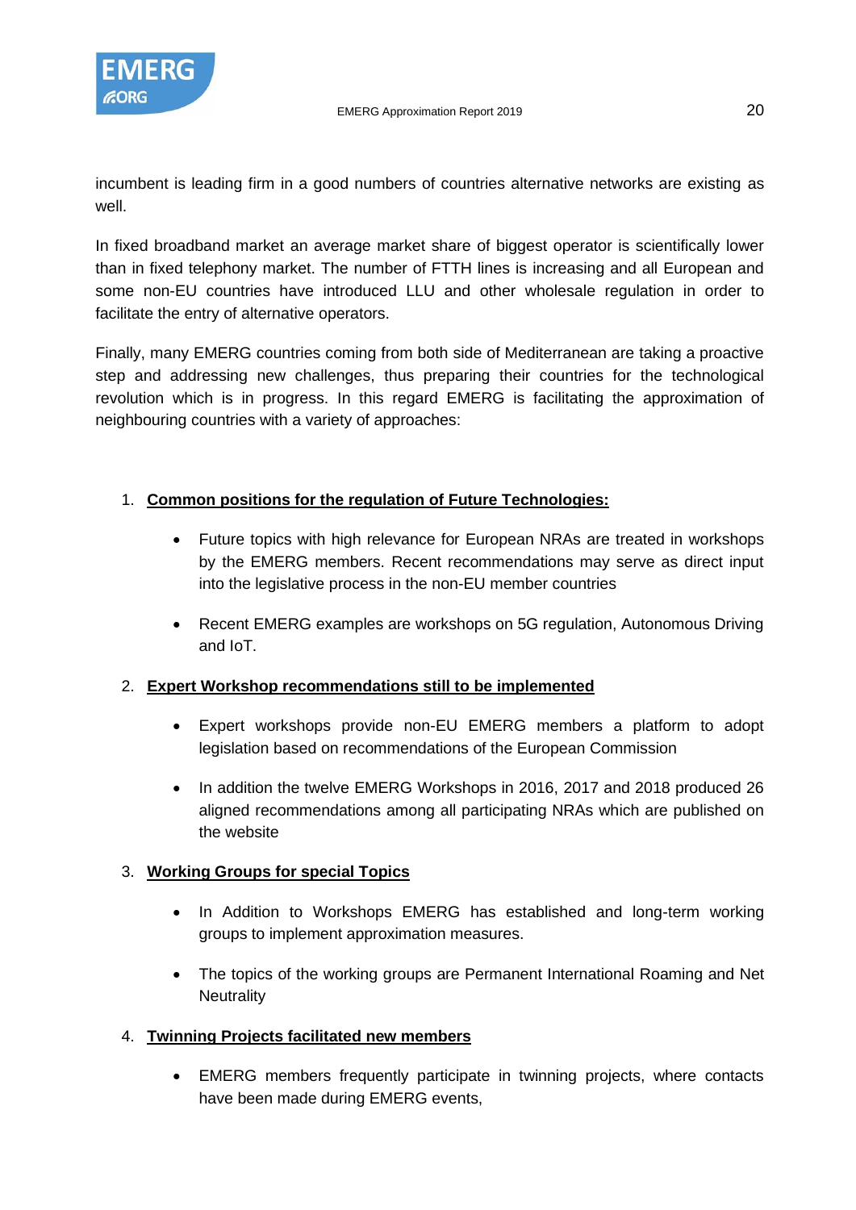incumbent is leading firm in a good numbers of countries alternative networks are existing as well.

In fixed broadband market an average market share of biggest operator is scientifically lower than in fixed telephony market. The number of FTTH lines is increasing and all European and some non-EU countries have introduced LLU and other wholesale regulation in order to facilitate the entry of alternative operators.

Finally, many EMERG countries coming from both side of Mediterranean are taking a proactive step and addressing new challenges, thus preparing their countries for the technological revolution which is in progress. In this regard EMERG is facilitating the approximation of neighbouring countries with a variety of approaches:

1. **Common positions for the regulation of Future Technologies:**

    - Future topics with high relevance for European NRAs are treated in workshops by the EMERG members. Recent recommendations may serve as direct input into the legislative process in the non-EU member countries
    - Recent EMERG examples are workshops on 5G regulation, Autonomous Driving and IoT.

2. **Expert Workshop recommendations still to be implemented**

    - Expert workshops provide non-EU EMERG members a platform to adopt legislation based on recommendations of the European Commission
    - In addition the twelve EMERG Workshops in 2016, 2017 and 2018 produced 26 aligned recommendations among all participating NRAs which are published on the website

3. **Working Groups for special Topics**

    - In Addition to Workshops EMERG has established and long-term working groups to implement approximation measures.
    - The topics of the working groups are Permanent International Roaming and Net Neutrality

4. **Twinning Projects facilitated new members**

    - EMERG members frequently participate in twinning projects, where contacts have been made during EMERG events,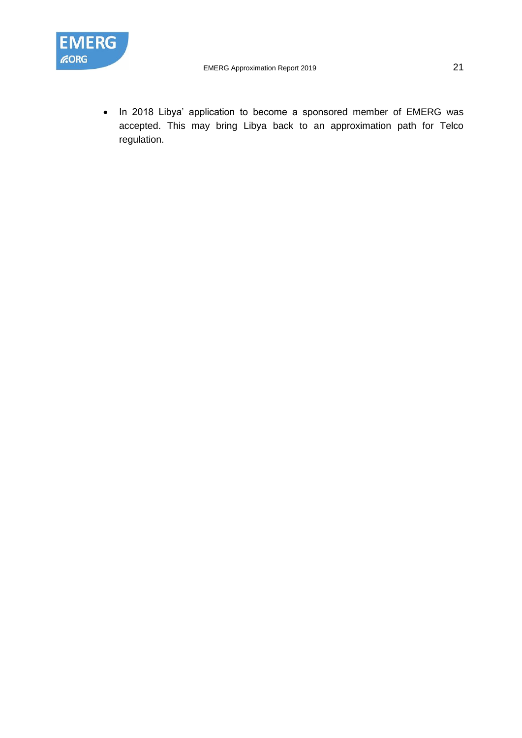- In 2018 Libya' application to become a sponsored member of EMERG was accepted. This may bring Libya back to an approximation path for Telco regulation.